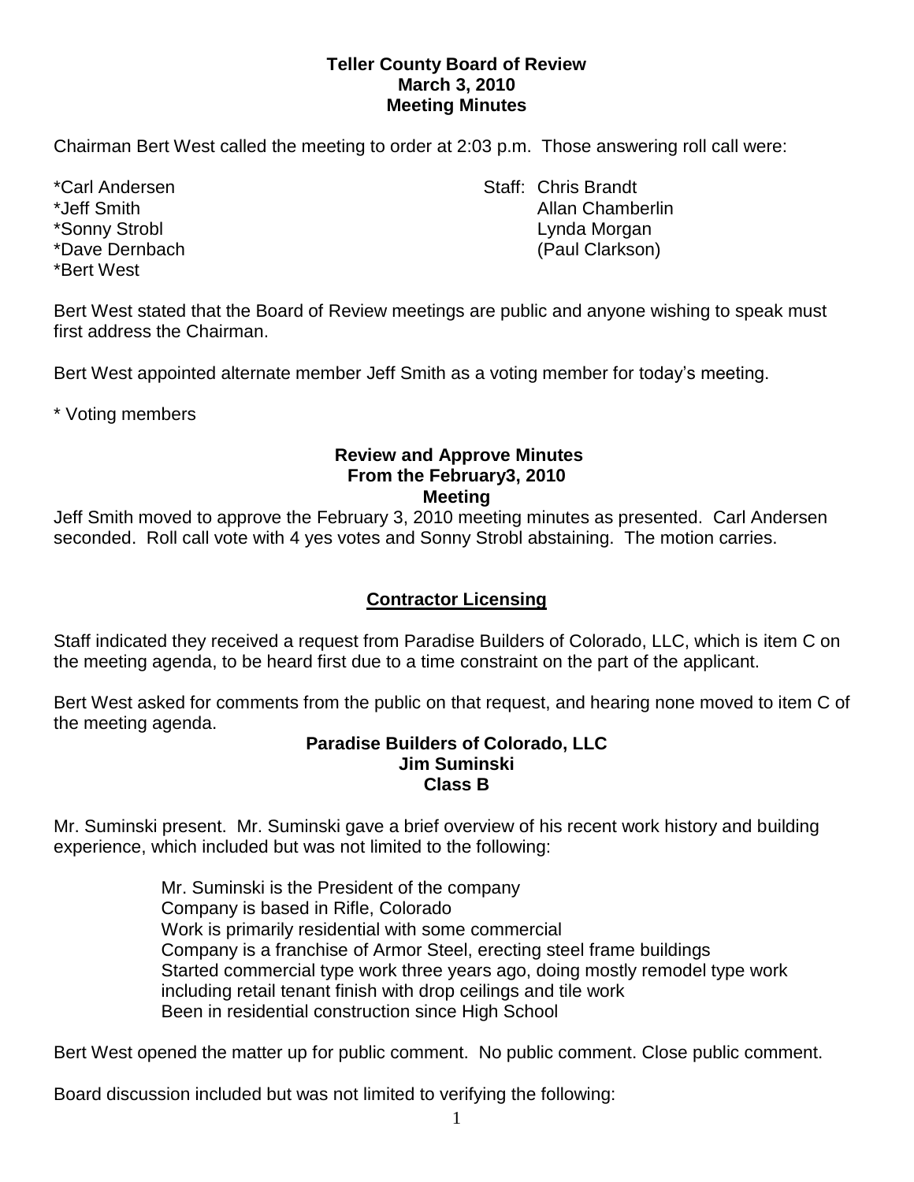**Teller County Board of Review**
**March 3, 2010**
**Meeting Minutes**

Chairman Bert West called the meeting to order at 2:03 p.m. Those answering roll call were:

*Carl Andersen
*Jeff Smith
*Sonny Strobl
*Dave Dernbach
*Bert West

Staff: Chris Brandt
Allan Chamberlin
Lynda Morgan
(Paul Clarkson)

Bert West stated that the Board of Review meetings are public and anyone wishing to speak must first address the Chairman.

Bert West appointed alternate member Jeff Smith as a voting member for today's meeting.

* Voting members

**Review and Approve Minutes**
**From the February3, 2010**
**Meeting**

Jeff Smith moved to approve the February 3, 2010 meeting minutes as presented. Carl Andersen seconded. Roll call vote with 4 yes votes and Sonny Strobl abstaining. The motion carries.

**Contractor Licensing**

Staff indicated they received a request from Paradise Builders of Colorado, LLC, which is item C on the meeting agenda, to be heard first due to a time constraint on the part of the applicant.

Bert West asked for comments from the public on that request, and hearing none moved to item C of the meeting agenda.

**Paradise Builders of Colorado, LLC**
**Jim Suminski**
**Class B**

Mr. Suminski present. Mr. Suminski gave a brief overview of his recent work history and building experience, which included but was not limited to the following:

Mr. Suminski is the President of the company
Company is based in Rifle, Colorado
Work is primarily residential with some commercial
Company is a franchise of Armor Steel, erecting steel frame buildings
Started commercial type work three years ago, doing mostly remodel type work including retail tenant finish with drop ceilings and tile work
Been in residential construction since High School

Bert West opened the matter up for public comment. No public comment. Close public comment.

Board discussion included but was not limited to verifying the following: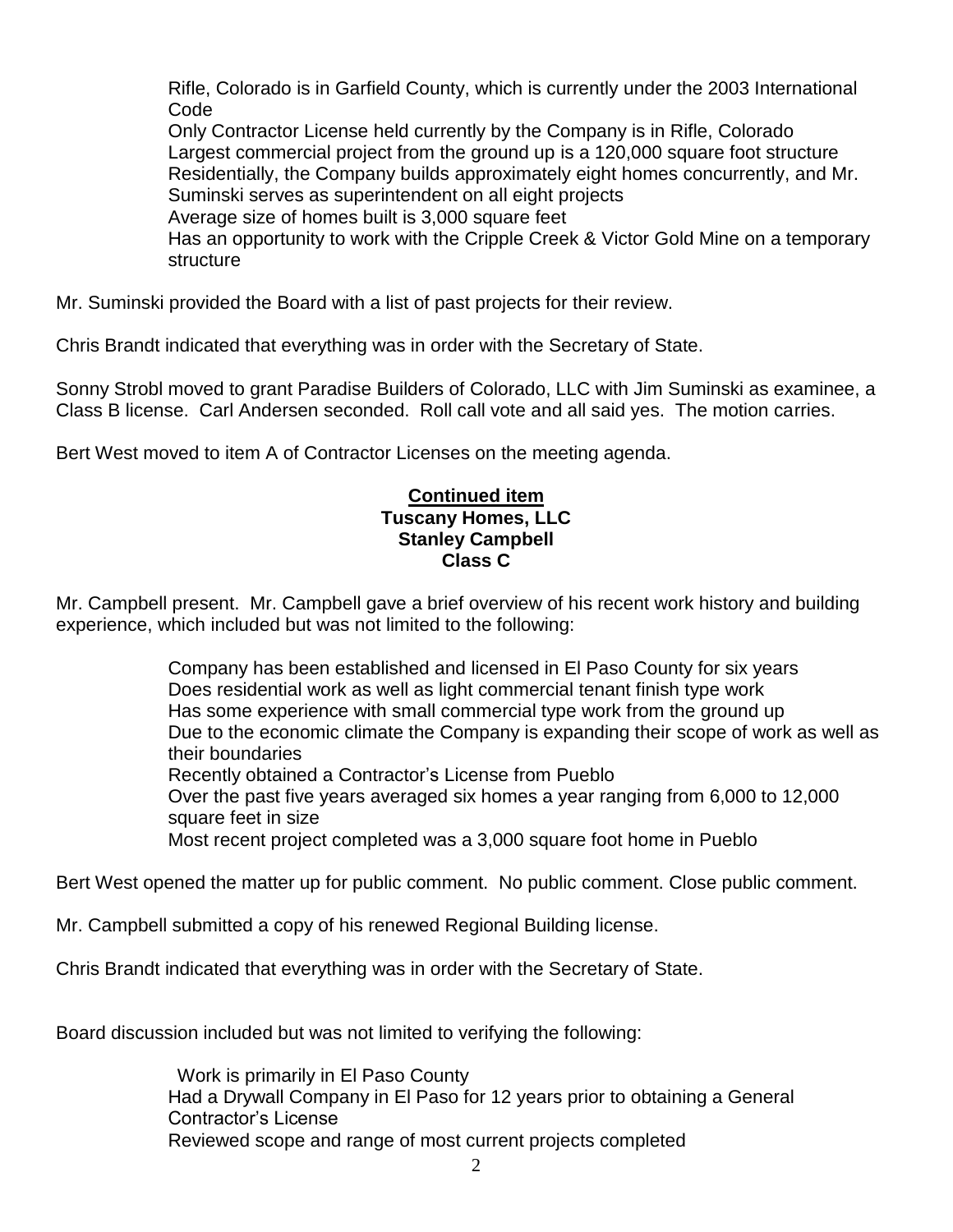- Rifle, Colorado is in Garfield County, which is currently under the 2003 International Code
- Only Contractor License held currently by the Company is in Rifle, Colorado
- Largest commercial project from the ground up is a 120,000 square foot structure
- Residentially, the Company builds approximately eight homes concurrently, and Mr. Suminski serves as superintendent on all eight projects
- Average size of homes built is 3,000 square feet
- Has an opportunity to work with the Cripple Creek & Victor Gold Mine on a temporary structure

Mr. Suminski provided the Board with a list of past projects for their review.

Chris Brandt indicated that everything was in order with the Secretary of State.

Sonny Strobl moved to grant Paradise Builders of Colorado, LLC with Jim Suminski as examinee, a Class B license. Carl Andersen seconded. Roll call vote and all said yes. The motion carries.

Bert West moved to item A of Contractor Licenses on the meeting agenda.

**Continued item**
**Tuscany Homes, LLC**
**Stanley Campbell**
**Class C**

Mr. Campbell present. Mr. Campbell gave a brief overview of his recent work history and building experience, which included but was not limited to the following:

- Company has been established and licensed in El Paso County for six years
- Does residential work as well as light commercial tenant finish type work
- Has some experience with small commercial type work from the ground up
- Due to the economic climate the Company is expanding their scope of work as well as their boundaries
- Recently obtained a Contractor's License from Pueblo
- Over the past five years averaged six homes a year ranging from 6,000 to 12,000 square feet in size
- Most recent project completed was a 3,000 square foot home in Pueblo

Bert West opened the matter up for public comment. No public comment. Close public comment.

Mr. Campbell submitted a copy of his renewed Regional Building license.

Chris Brandt indicated that everything was in order with the Secretary of State.

Board discussion included but was not limited to verifying the following:

- Work is primarily in El Paso County
- Had a Drywall Company in El Paso for 12 years prior to obtaining a General Contractor's License
- Reviewed scope and range of most current projects completed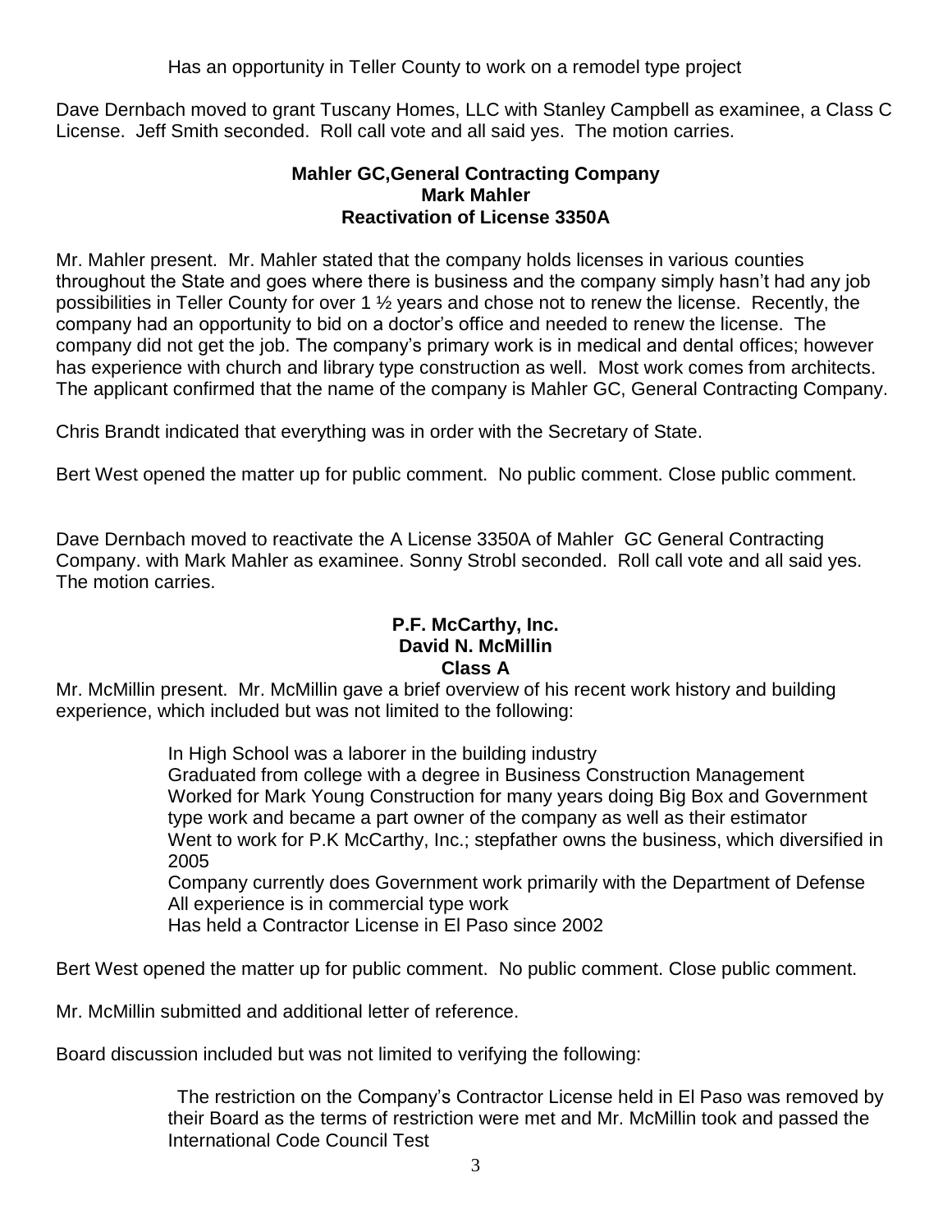Has an opportunity in Teller County to work on a remodel type project

Dave Dernbach moved to grant Tuscany Homes, LLC with Stanley Campbell as examinee, a Class C License. Jeff Smith seconded. Roll call vote and all said yes. The motion carries.

**Mahler GC,General Contracting Company**
**Mark Mahler**
**Reactivation of License 3350A**

Mr. Mahler present. Mr. Mahler stated that the company holds licenses in various counties throughout the State and goes where there is business and the company simply hasn't had any job possibilities in Teller County for over 1 ½ years and chose not to renew the license. Recently, the company had an opportunity to bid on a doctor's office and needed to renew the license. The company did not get the job. The company's primary work is in medical and dental offices; however has experience with church and library type construction as well. Most work comes from architects. The applicant confirmed that the name of the company is Mahler GC, General Contracting Company.

Chris Brandt indicated that everything was in order with the Secretary of State.

Bert West opened the matter up for public comment. No public comment. Close public comment.

Dave Dernbach moved to reactivate the A License 3350A of Mahler GC General Contracting Company. with Mark Mahler as examinee. Sonny Strobl seconded. Roll call vote and all said yes. The motion carries.

**P.F. McCarthy, Inc.**
**David N. McMillin**
**Class A**

Mr. McMillin present. Mr. McMillin gave a brief overview of his recent work history and building experience, which included but was not limited to the following:

In High School was a laborer in the building industry
Graduated from college with a degree in Business Construction Management
Worked for Mark Young Construction for many years doing Big Box and Government type work and became a part owner of the company as well as their estimator
Went to work for P.K McCarthy, Inc.; stepfather owns the business, which diversified in 2005
Company currently does Government work primarily with the Department of Defense
All experience is in commercial type work
Has held a Contractor License in El Paso since 2002

Bert West opened the matter up for public comment. No public comment. Close public comment.

Mr. McMillin submitted and additional letter of reference.

Board discussion included but was not limited to verifying the following:

The restriction on the Company's Contractor License held in El Paso was removed by their Board as the terms of restriction were met and Mr. McMillin took and passed the International Code Council Test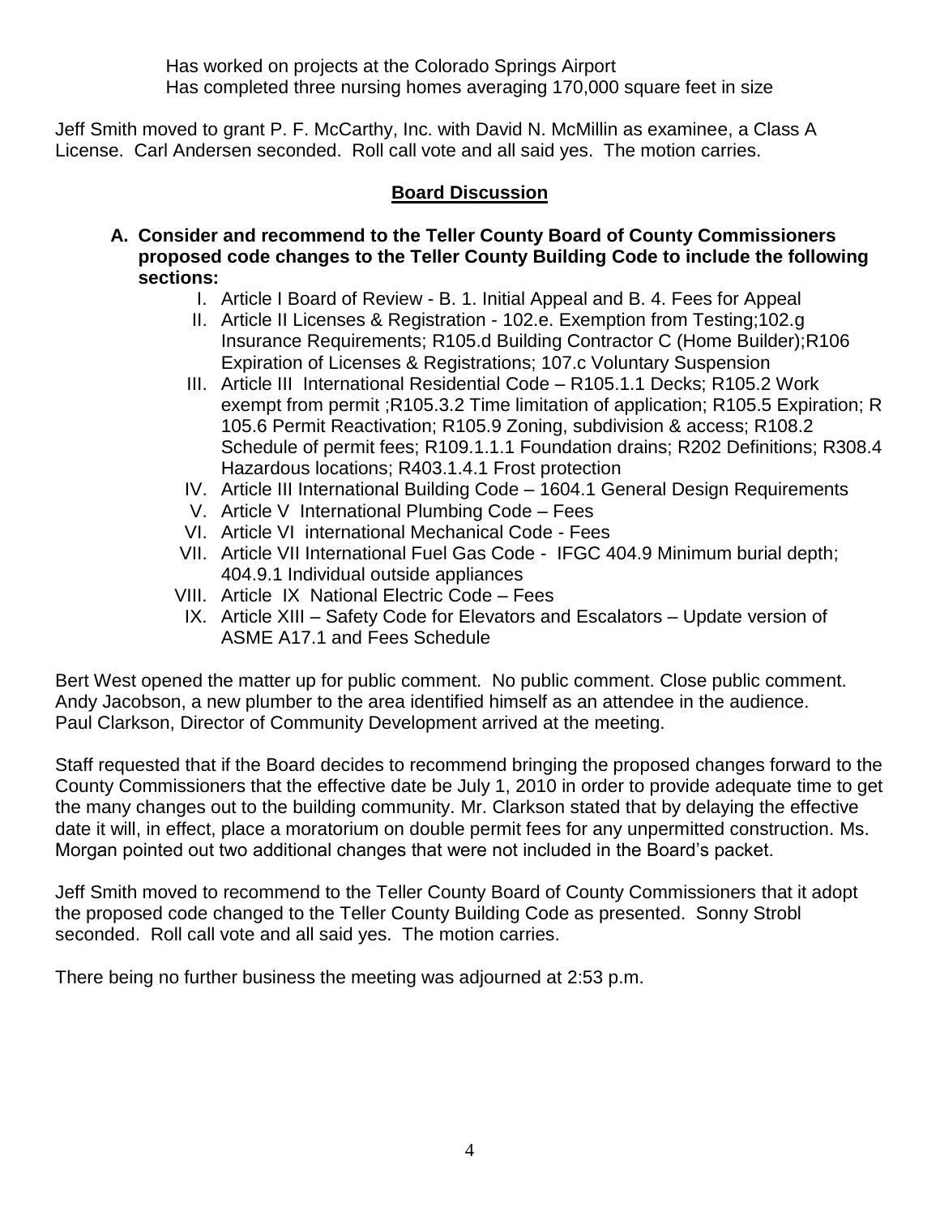Has worked on projects at the Colorado Springs Airport
Has completed three nursing homes averaging 170,000 square feet in size

Jeff Smith moved to grant P. F. McCarthy, Inc. with David N. McMillin as examinee, a Class A License. Carl Andersen seconded. Roll call vote and all said yes. The motion carries.

## Board Discussion

**A. Consider and recommend to the Teller County Board of County Commissioners proposed code changes to the Teller County Building Code to include the following sections:**

I. Article I Board of Review - B. 1. Initial Appeal and B. 4. Fees for Appeal
II. Article II Licenses & Registration - 102.e. Exemption from Testing;102.g Insurance Requirements; R105.d Building Contractor C (Home Builder);R106 Expiration of Licenses & Registrations; 107.c Voluntary Suspension
III. Article III International Residential Code – R105.1.1 Decks; R105.2 Work exempt from permit ;R105.3.2 Time limitation of application; R105.5 Expiration; R 105.6 Permit Reactivation; R105.9 Zoning, subdivision & access; R108.2 Schedule of permit fees; R109.1.1.1 Foundation drains; R202 Definitions; R308.4 Hazardous locations; R403.1.4.1 Frost protection
IV. Article III International Building Code – 1604.1 General Design Requirements
V. Article V International Plumbing Code – Fees
VI. Article VI international Mechanical Code - Fees
VII. Article VII International Fuel Gas Code - IFGC 404.9 Minimum burial depth; 404.9.1 Individual outside appliances
VIII. Article IX National Electric Code – Fees
IX. Article XIII – Safety Code for Elevators and Escalators – Update version of ASME A17.1 and Fees Schedule

Bert West opened the matter up for public comment. No public comment. Close public comment. Andy Jacobson, a new plumber to the area identified himself as an attendee in the audience. Paul Clarkson, Director of Community Development arrived at the meeting.

Staff requested that if the Board decides to recommend bringing the proposed changes forward to the County Commissioners that the effective date be July 1, 2010 in order to provide adequate time to get the many changes out to the building community. Mr. Clarkson stated that by delaying the effective date it will, in effect, place a moratorium on double permit fees for any unpermitted construction. Ms. Morgan pointed out two additional changes that were not included in the Board's packet.

Jeff Smith moved to recommend to the Teller County Board of County Commissioners that it adopt the proposed code changed to the Teller County Building Code as presented. Sonny Strobl seconded. Roll call vote and all said yes. The motion carries.

There being no further business the meeting was adjourned at 2:53 p.m.